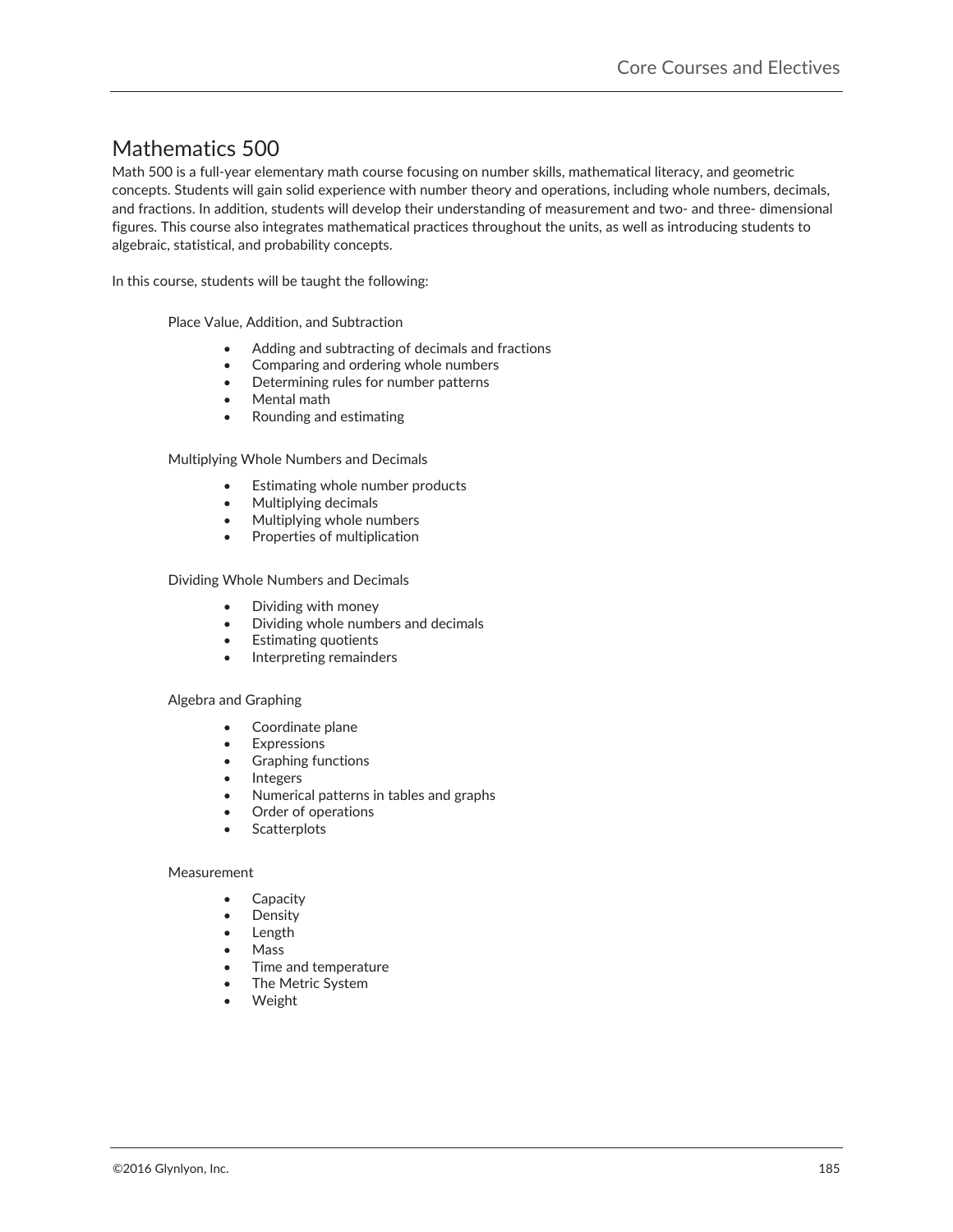# Mathematics 500

Math 500 is a full-year elementary math course focusing on number skills, mathematical literacy, and geometric concepts. Students will gain solid experience with number theory and operations, including whole numbers, decimals, and fractions. In addition, students will develop their understanding of measurement and two- and three- dimensional figures. This course also integrates mathematical practices throughout the units, as well as introducing students to algebraic, statistical, and probability concepts.

In this course, students will be taught the following:

Place Value, Addition, and Subtraction

- Adding and subtracting of decimals and fractions
- Comparing and ordering whole numbers
- Determining rules for number patterns
- Mental math
- Rounding and estimating

Multiplying Whole Numbers and Decimals

- Estimating whole number products
- Multiplying decimals
- Multiplying whole numbers
- Properties of multiplication

Dividing Whole Numbers and Decimals

- Dividing with money
- Dividing whole numbers and decimals
- Estimating quotients
- Interpreting remainders

Algebra and Graphing

- Coordinate plane
- Expressions
- Graphing functions
- Integers
- Numerical patterns in tables and graphs
- Order of operations
- Scatterplots

Measurement

- Capacity
- Density
- Length
- Mass
- Time and temperature
- The Metric System
- Weight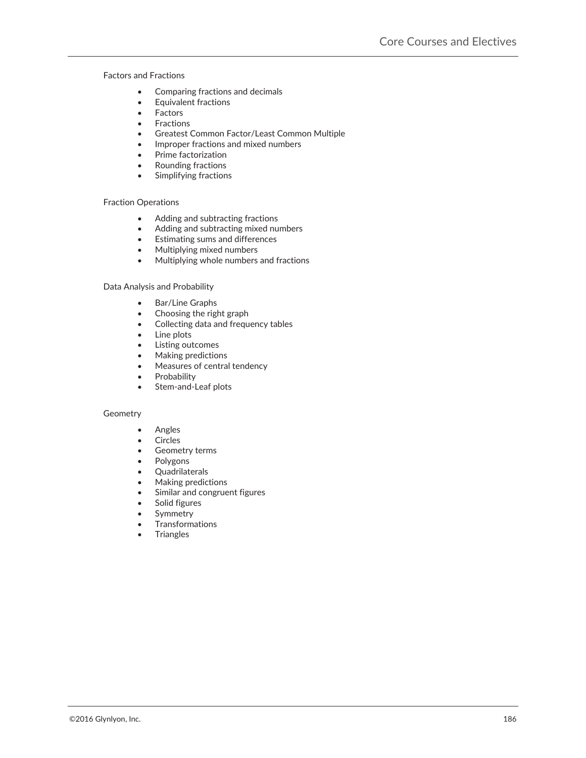Factors and Fractions

- Comparing fractions and decimals
- Equivalent fractions
- Factors
- Fractions
- Greatest Common Factor/Least Common Multiple
- Improper fractions and mixed numbers
- Prime factorization
- Rounding fractions
- Simplifying fractions

Fraction Operations

- Adding and subtracting fractions
- Adding and subtracting mixed numbers
- Estimating sums and differences
- Multiplying mixed numbers
- Multiplying whole numbers and fractions

Data Analysis and Probability

- Bar/Line Graphs
- Choosing the right graph
- Collecting data and frequency tables
- Line plots
- Listing outcomes
- Making predictions
- Measures of central tendency
- Probability
- Stem-and-Leaf plots

Geometry

- Angles
- Circles
- Geometry terms
- Polygons
- Quadrilaterals
- Making predictions
- Similar and congruent figures
- Solid figures
- Symmetry
- Transformations
- Triangles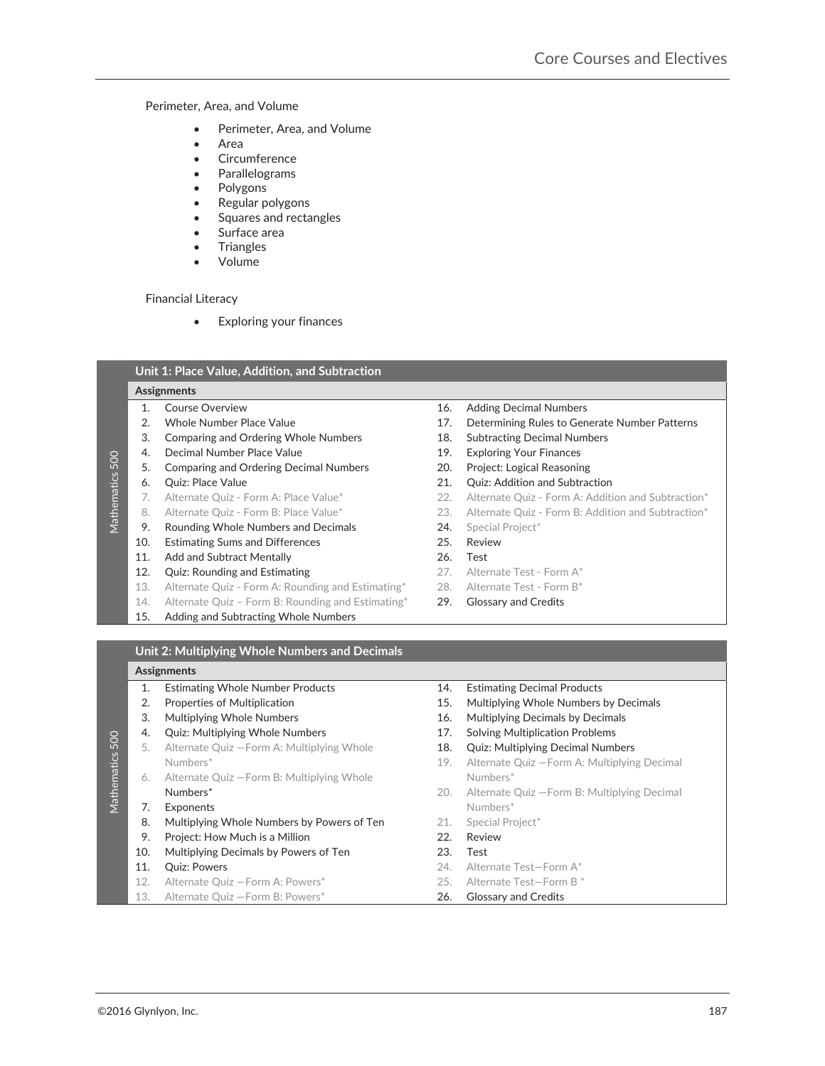Perimeter, Area, and Volume

- Perimeter, Area, and Volume
- Area
- Circumference
- Parallelograms
- Polygons
- Regular polygons
- Squares and rectangles
- Surface area
- Triangles
- Volume

Financial Literacy

- Exploring your finances

**Mathematics 500**

| Unit 1: Place Value, Addition, and Subtraction | |
|---|---|
| **Assignments** | |
| 1. Course Overview | 16. Adding Decimal Numbers |
| 2. Whole Number Place Value | 17. Determining Rules to Generate Number Patterns |
| 3. Comparing and Ordering Whole Numbers | 18. Subtracting Decimal Numbers |
| 4. Decimal Number Place Value | 19. Exploring Your Finances |
| 5. Comparing and Ordering Decimal Numbers | 20. Project: Logical Reasoning |
| 6. Quiz: Place Value | 21. Quiz: Addition and Subtraction |
| 7. Alternate Quiz - Form A: Place Value* | 22. Alternate Quiz - Form A: Addition and Subtraction* |
| 8. Alternate Quiz - Form B: Place Value* | 23. Alternate Quiz - Form B: Addition and Subtraction* |
| 9. Rounding Whole Numbers and Decimals | 24. Special Project* |
| 10. Estimating Sums and Differences | 25. Review |
| 11. Add and Subtract Mentally | 26. Test |
| 12. Quiz: Rounding and Estimating | 27. Alternate Test - Form A* |
| 13. Alternate Quiz - Form A: Rounding and Estimating* | 28. Alternate Test - Form B* |
| 14. Alternate Quiz – Form B: Rounding and Estimating* | 29. Glossary and Credits |
| 15. Adding and Subtracting Whole Numbers | |

**Mathematics 500**

| Unit 2: Multiplying Whole Numbers and Decimals | |
|---|---|
| **Assignments** | |
| 1. Estimating Whole Number Products | 14. Estimating Decimal Products |
| 2. Properties of Multiplication | 15. Multiplying Whole Numbers by Decimals |
| 3. Multiplying Whole Numbers | 16. Multiplying Decimals by Decimals |
| 4. Quiz: Multiplying Whole Numbers | 17. Solving Multiplication Problems |
| 5. Alternate Quiz —Form A: Multiplying Whole Numbers* | 18. Quiz: Multiplying Decimal Numbers |
| 6. Alternate Quiz —Form B: Multiplying Whole Numbers* | 19. Alternate Quiz —Form A: Multiplying Decimal Numbers* |
| 7. Exponents | 20. Alternate Quiz —Form B: Multiplying Decimal Numbers* |
| 8. Multiplying Whole Numbers by Powers of Ten | 21. Special Project* |
| 9. Project: How Much is a Million | 22. Review |
| 10. Multiplying Decimals by Powers of Ten | 23. Test |
| 11. Quiz: Powers | 24. Alternate Test—Form A* |
| 12. Alternate Quiz —Form A: Powers* | 25. Alternate Test—Form B * |
| 13. Alternate Quiz —Form B: Powers* | 26. Glossary and Credits |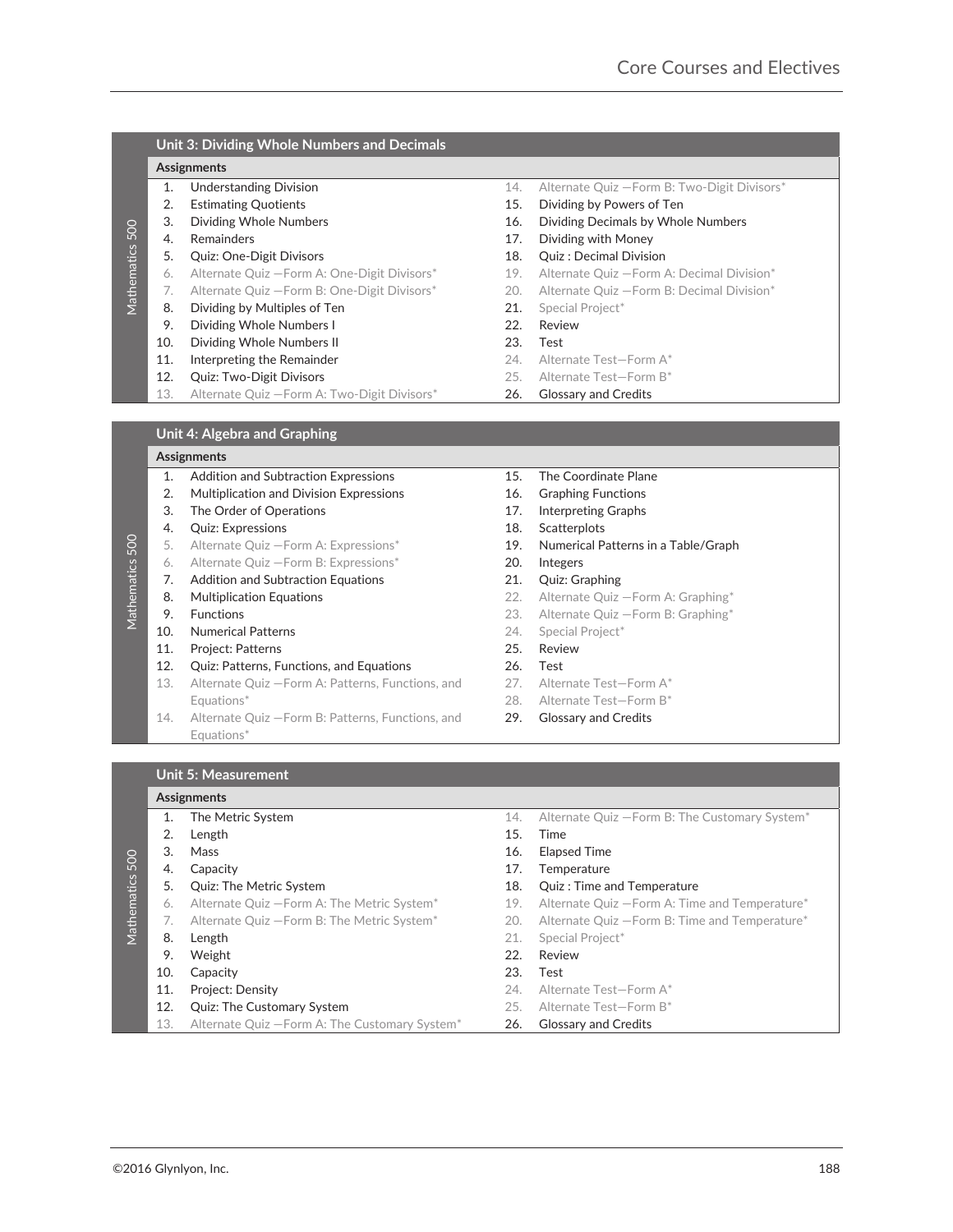## Unit 3: Dividing Whole Numbers and Decimals

**Assignments**

1. Understanding Division
2. Estimating Quotients
3. Dividing Whole Numbers
4. Remainders
5. Quiz: One-Digit Divisors
6. Alternate Quiz —Form A: One-Digit Divisors*
7. Alternate Quiz —Form B: One-Digit Divisors*
8. Dividing by Multiples of Ten
9. Dividing Whole Numbers I
10. Dividing Whole Numbers II
11. Interpreting the Remainder
12. Quiz: Two-Digit Divisors
13. Alternate Quiz —Form A: Two-Digit Divisors*
14. Alternate Quiz —Form B: Two-Digit Divisors*
15. Dividing by Powers of Ten
16. Dividing Decimals by Whole Numbers
17. Dividing with Money
18. Quiz : Decimal Division
19. Alternate Quiz —Form A: Decimal Division*
20. Alternate Quiz —Form B: Decimal Division*
21. Special Project*
22. Review
23. Test
24. Alternate Test—Form A*
25. Alternate Test—Form B*
26. Glossary and Credits

## Unit 4: Algebra and Graphing

**Assignments**

1. Addition and Subtraction Expressions
2. Multiplication and Division Expressions
3. The Order of Operations
4. Quiz: Expressions
5. Alternate Quiz —Form A: Expressions*
6. Alternate Quiz —Form B: Expressions*
7. Addition and Subtraction Equations
8. Multiplication Equations
9. Functions
10. Numerical Patterns
11. Project: Patterns
12. Quiz: Patterns, Functions, and Equations
13. Alternate Quiz —Form A: Patterns, Functions, and Equations*
14. Alternate Quiz —Form B: Patterns, Functions, and Equations*
15. The Coordinate Plane
16. Graphing Functions
17. Interpreting Graphs
18. Scatterplots
19. Numerical Patterns in a Table/Graph
20. Integers
21. Quiz: Graphing
22. Alternate Quiz —Form A: Graphing*
23. Alternate Quiz —Form B: Graphing*
24. Special Project*
25. Review
26. Test
27. Alternate Test—Form A*
28. Alternate Test—Form B*
29. Glossary and Credits

## Unit 5: Measurement

**Assignments**

1. The Metric System
2. Length
3. Mass
4. Capacity
5. Quiz: The Metric System
6. Alternate Quiz —Form A: The Metric System*
7. Alternate Quiz —Form B: The Metric System*
8. Length
9. Weight
10. Capacity
11. Project: Density
12. Quiz: The Customary System
13. Alternate Quiz —Form A: The Customary System*
14. Alternate Quiz —Form B: The Customary System*
15. Time
16. Elapsed Time
17. Temperature
18. Quiz : Time and Temperature
19. Alternate Quiz —Form A: Time and Temperature*
20. Alternate Quiz —Form B: Time and Temperature*
21. Special Project*
22. Review
23. Test
24. Alternate Test—Form A*
25. Alternate Test—Form B*
26. Glossary and Credits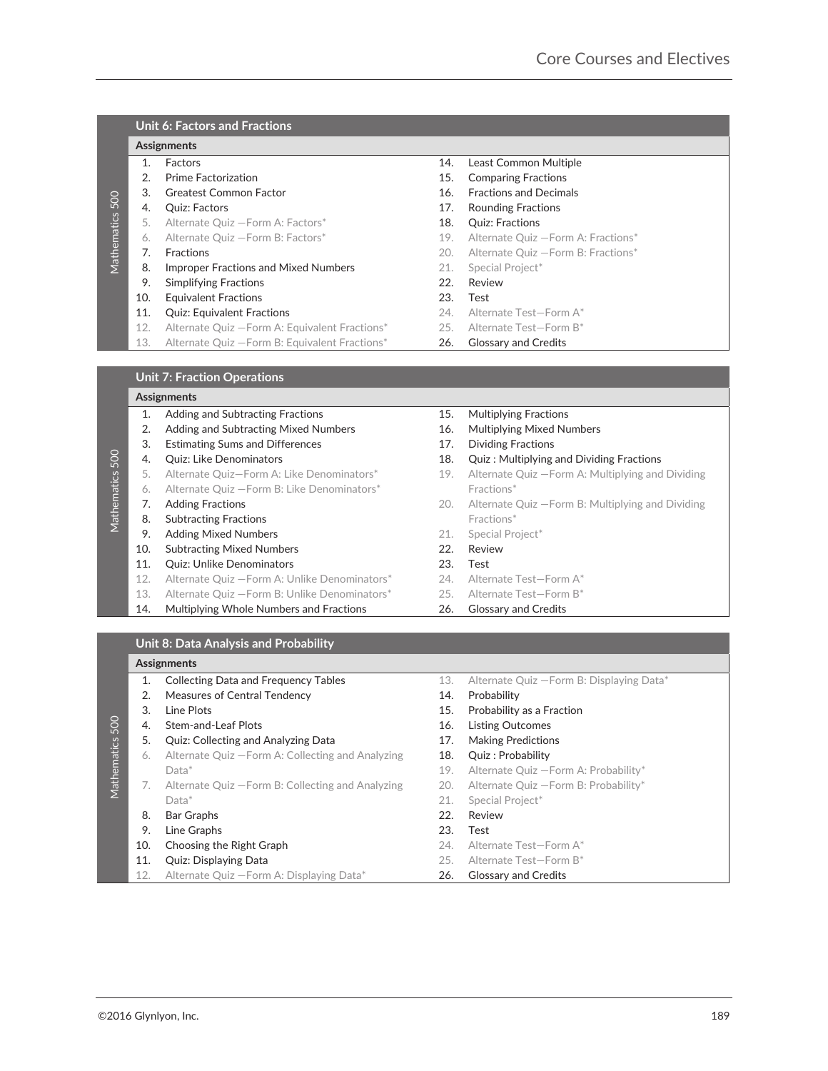## Unit 6: Factors and Fractions

**Assignments**

1. Factors
2. Prime Factorization
3. Greatest Common Factor
4. Quiz: Factors
5. Alternate Quiz —Form A: Factors*
6. Alternate Quiz —Form B: Factors*
7. Fractions
8. Improper Fractions and Mixed Numbers
9. Simplifying Fractions
10. Equivalent Fractions
11. Quiz: Equivalent Fractions
12. Alternate Quiz —Form A: Equivalent Fractions*
13. Alternate Quiz —Form B: Equivalent Fractions*
14. Least Common Multiple
15. Comparing Fractions
16. Fractions and Decimals
17. Rounding Fractions
18. Quiz: Fractions
19. Alternate Quiz —Form A: Fractions*
20. Alternate Quiz —Form B: Fractions*
21. Special Project*
22. Review
23. Test
24. Alternate Test—Form A*
25. Alternate Test—Form B*
26. Glossary and Credits

## Unit 7: Fraction Operations

**Assignments**

1. Adding and Subtracting Fractions
2. Adding and Subtracting Mixed Numbers
3. Estimating Sums and Differences
4. Quiz: Like Denominators
5. Alternate Quiz—Form A: Like Denominators*
6. Alternate Quiz —Form B: Like Denominators*
7. Adding Fractions
8. Subtracting Fractions
9. Adding Mixed Numbers
10. Subtracting Mixed Numbers
11. Quiz: Unlike Denominators
12. Alternate Quiz —Form A: Unlike Denominators*
13. Alternate Quiz —Form B: Unlike Denominators*
14. Multiplying Whole Numbers and Fractions
15. Multiplying Fractions
16. Multiplying Mixed Numbers
17. Dividing Fractions
18. Quiz : Multiplying and Dividing Fractions
19. Alternate Quiz —Form A: Multiplying and Dividing Fractions*
20. Alternate Quiz —Form B: Multiplying and Dividing Fractions*
21. Special Project*
22. Review
23. Test
24. Alternate Test—Form A*
25. Alternate Test—Form B*
26. Glossary and Credits

## Unit 8: Data Analysis and Probability

**Assignments**

1. Collecting Data and Frequency Tables
2. Measures of Central Tendency
3. Line Plots
4. Stem-and-Leaf Plots
5. Quiz: Collecting and Analyzing Data
6. Alternate Quiz —Form A: Collecting and Analyzing Data*
7. Alternate Quiz —Form B: Collecting and Analyzing Data*
8. Bar Graphs
9. Line Graphs
10. Choosing the Right Graph
11. Quiz: Displaying Data
12. Alternate Quiz —Form A: Displaying Data*
13. Alternate Quiz —Form B: Displaying Data*
14. Probability
15. Probability as a Fraction
16. Listing Outcomes
17. Making Predictions
18. Quiz : Probability
19. Alternate Quiz —Form A: Probability*
20. Alternate Quiz —Form B: Probability*
21. Special Project*
22. Review
23. Test
24. Alternate Test—Form A*
25. Alternate Test—Form B*
26. Glossary and Credits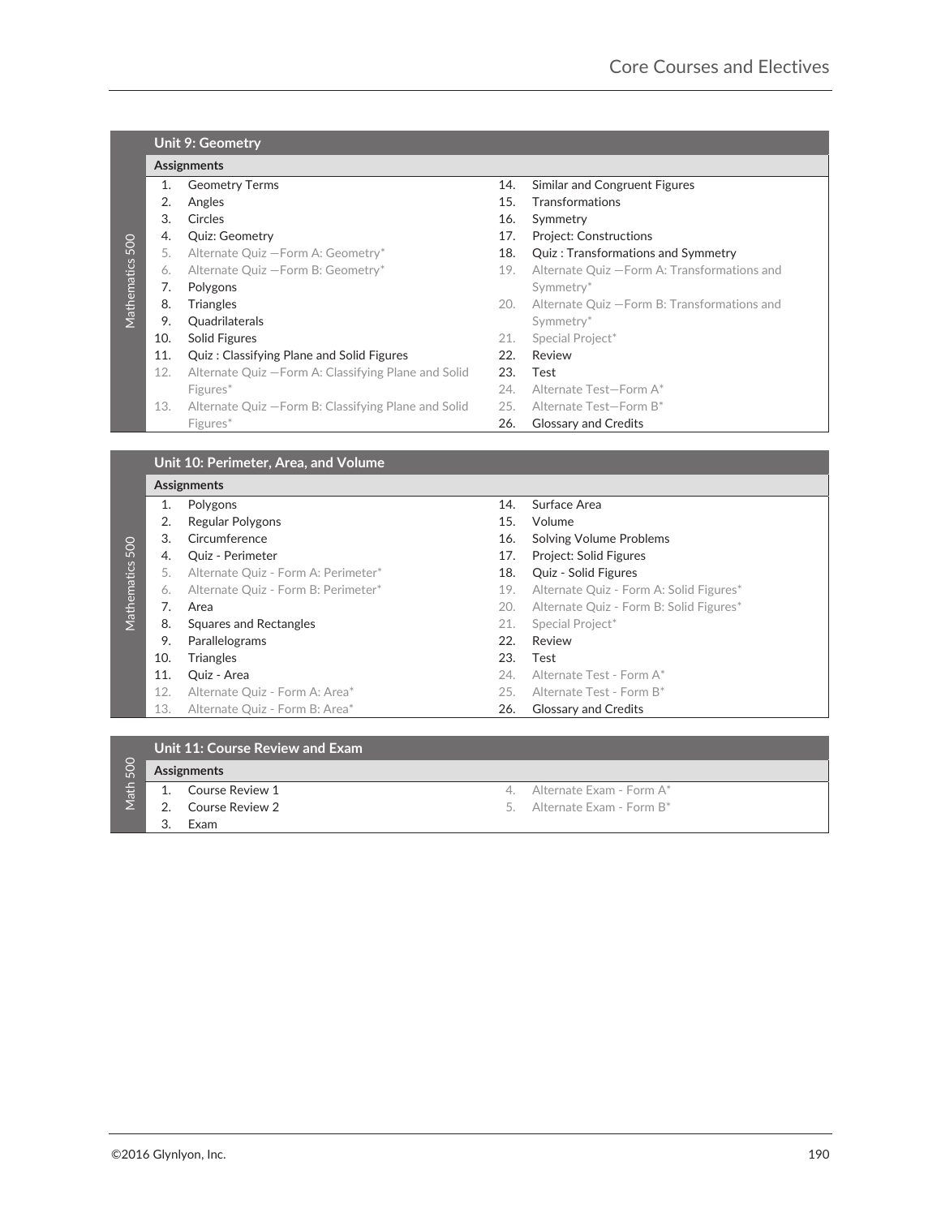## Unit 9: Geometry

Mathematics 500

**Assignments**

1. Geometry Terms
2. Angles
3. Circles
4. Quiz: Geometry
5. Alternate Quiz —Form A: Geometry*
6. Alternate Quiz —Form B: Geometry*
7. Polygons
8. Triangles
9. Quadrilaterals
10. Solid Figures
11. Quiz : Classifying Plane and Solid Figures
12. Alternate Quiz —Form A: Classifying Plane and Solid Figures*
13. Alternate Quiz —Form B: Classifying Plane and Solid Figures*
14. Similar and Congruent Figures
15. Transformations
16. Symmetry
17. Project: Constructions
18. Quiz : Transformations and Symmetry
19. Alternate Quiz —Form A: Transformations and Symmetry*
20. Alternate Quiz —Form B: Transformations and Symmetry*
21. Special Project*
22. Review
23. Test
24. Alternate Test—Form A*
25. Alternate Test—Form B*
26. Glossary and Credits

## Unit 10: Perimeter, Area, and Volume

Mathematics 500

**Assignments**

1. Polygons
2. Regular Polygons
3. Circumference
4. Quiz - Perimeter
5. Alternate Quiz - Form A: Perimeter*
6. Alternate Quiz - Form B: Perimeter*
7. Area
8. Squares and Rectangles
9. Parallelograms
10. Triangles
11. Quiz - Area
12. Alternate Quiz - Form A: Area*
13. Alternate Quiz - Form B: Area*
14. Surface Area
15. Volume
16. Solving Volume Problems
17. Project: Solid Figures
18. Quiz - Solid Figures
19. Alternate Quiz - Form A: Solid Figures*
20. Alternate Quiz - Form B: Solid Figures*
21. Special Project*
22. Review
23. Test
24. Alternate Test - Form A*
25. Alternate Test - Form B*
26. Glossary and Credits

## Unit 11: Course Review and Exam

Math 500

**Assignments**

1. Course Review 1
2. Course Review 2
3. Exam
4. Alternate Exam - Form A*
5. Alternate Exam - Form B*